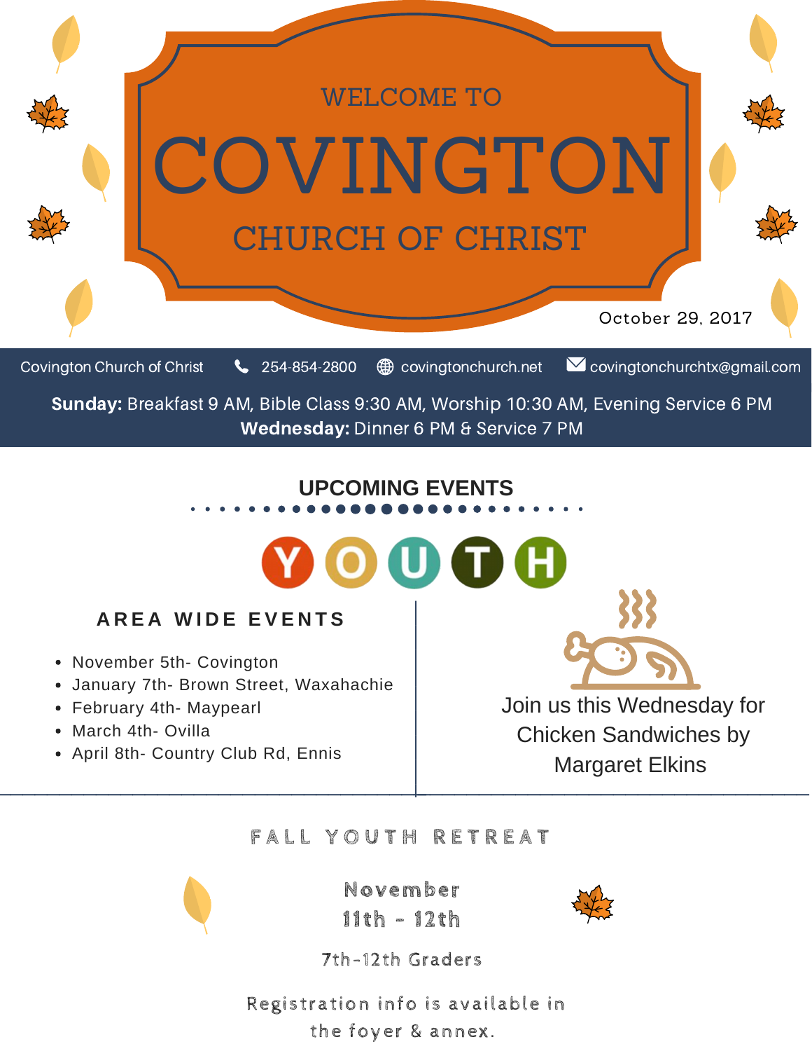WELCOME TO

# COVINGTON

## CHURCH OF CHRIST

October 29, 2017

Covington Church of Christ | 254-854-2800 | covingtonchurch.net | covingtonchurchtx@gmail.com

**Sunday:** Breakfast 9 AM, Bible Class 9:30 AM, Worship 10:30 AM, Evening Service 6 PM
**Wednesday:** Dinner 6 PM & Service 7 PM

## UPCOMING EVENTS

### YOUTH

### AREA WIDE EVENTS

- November 5th- Covington
- January 7th- Brown Street, Waxahachie
- February 4th- Maypearl
- March 4th- Ovilla
- April 8th- Country Club Rd, Ennis

Join us this Wednesday for Chicken Sandwiches by Margaret Elkins

### FALL YOUTH RETREAT

November 11th - 12th

7th-12th Graders

Registration info is available in the foyer & annex.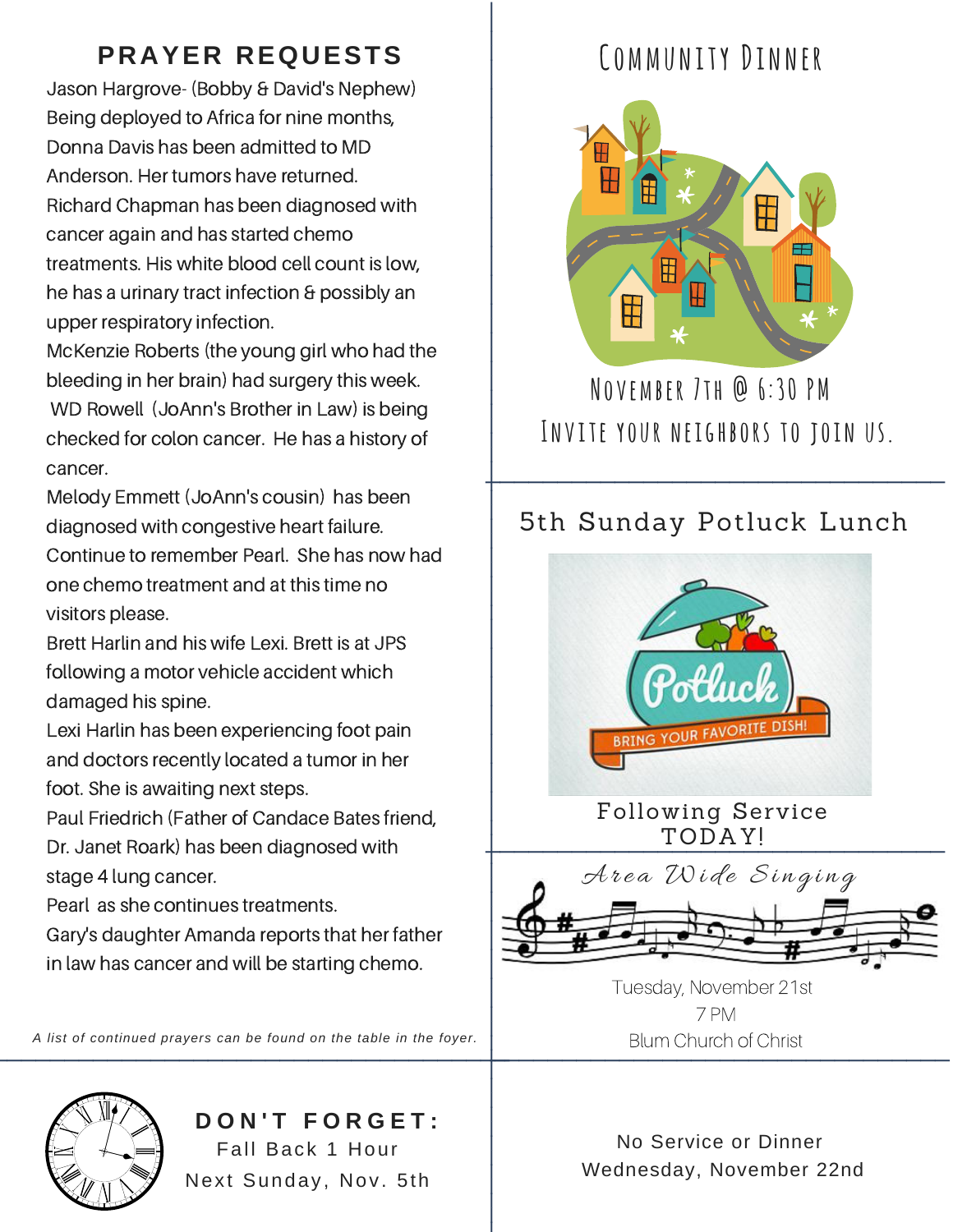## PRAYER REQUESTS

Jason Hargrove- (Bobby & David's Nephew) Being deployed to Africa for nine months,

Donna Davis has been admitted to MD Anderson. Her tumors have returned.

Richard Chapman has been diagnosed with cancer again and has started chemo treatments. His white blood cell count is low, he has a urinary tract infection & possibly an upper respiratory infection.

McKenzie Roberts (the young girl who had the bleeding in her brain) had surgery this week.

WD Rowell (JoAnn's Brother in Law) is being checked for colon cancer. He has a history of cancer.

Melody Emmett (JoAnn's cousin) has been diagnosed with congestive heart failure.

Continue to remember Pearl. She has now had one chemo treatment and at this time no visitors please.

Brett Harlin and his wife Lexi. Brett is at JPS following a motor vehicle accident which damaged his spine.

Lexi Harlin has been experiencing foot pain and doctors recently located a tumor in her foot. She is awaiting next steps.

Paul Friedrich (Father of Candace Bates friend, Dr. Janet Roark) has been diagnosed with stage 4 lung cancer.

Pearl as she continues treatments.

Gary's daughter Amanda reports that her father in law has cancer and will be starting chemo.

*A list of continued prayers can be found on the table in the foyer.*

## Community Dinner

November 7th @ 6:30 PM

Invite your neighbors to join us.

## 5th Sunday Potluck Lunch

Potluck

BRING YOUR FAVORITE DISH!

Following Service

TODAY!

## Area Wide Singing

Tuesday, November 21st

7 PM

Blum Church of Christ

## DON'T FORGET:

Fall Back 1 Hour

Next Sunday, Nov. 5th

No Service or Dinner

Wednesday, November 22nd